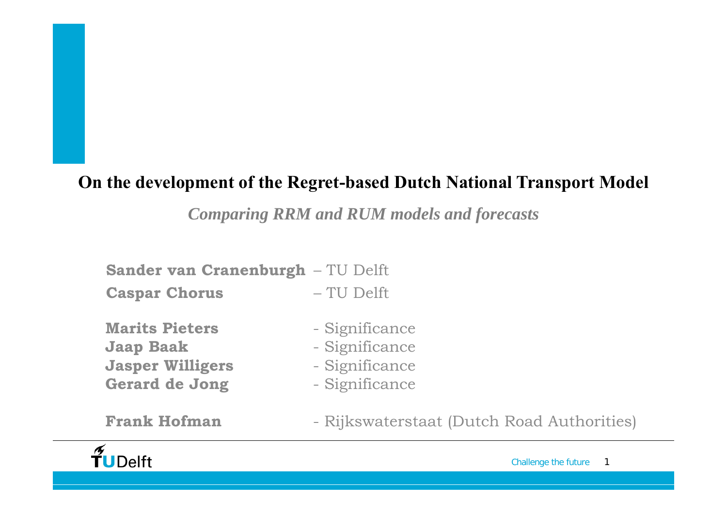# On the development of the Regret-based Dutch National Transport Model

*Comparing RRM and RUM models and forecasts*

**Sander van Cranenburgh** – TU Delft
**Caspar Chorus** – TU Delft

**Marits Pieters** - Significance
**Jaap Baak** - Significance
**Jasper Willigers** - Significance
**Gerard de Jong** - Significance

**Frank Hofman** - Rijkswaterstaat (Dutch Road Authorities)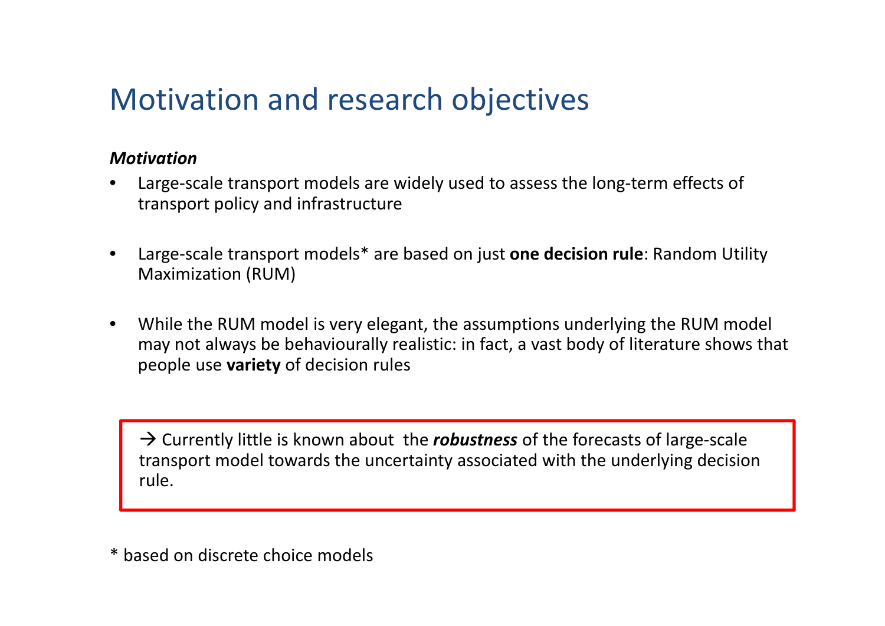# Motivation and research objectives

***Motivation***

- Large-scale transport models are widely used to assess the long-term effects of transport policy and infrastructure
- Large-scale transport models* are based on just **one decision rule**: Random Utility Maximization (RUM)
- While the RUM model is very elegant, the assumptions underlying the RUM model may not always be behaviourally realistic: in fact, a vast body of literature shows that people use **variety** of decision rules

→ Currently little is known about the ***robustness*** of the forecasts of large-scale transport model towards the uncertainty associated with the underlying decision rule.

* based on discrete choice models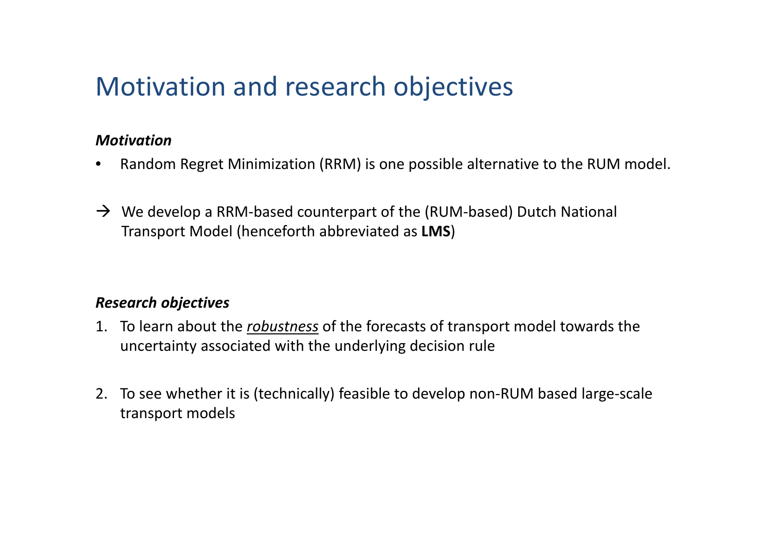# Motivation and research objectives

***Motivation***

- Random Regret Minimization (RRM) is one possible alternative to the RUM model.

→ We develop a RRM-based counterpart of the (RUM-based) Dutch National Transport Model (henceforth abbreviated as **LMS**)

***Research objectives***

1. To learn about the <u>*robustness*</u> of the forecasts of transport model towards the uncertainty associated with the underlying decision rule
2. To see whether it is (technically) feasible to develop non-RUM based large-scale transport models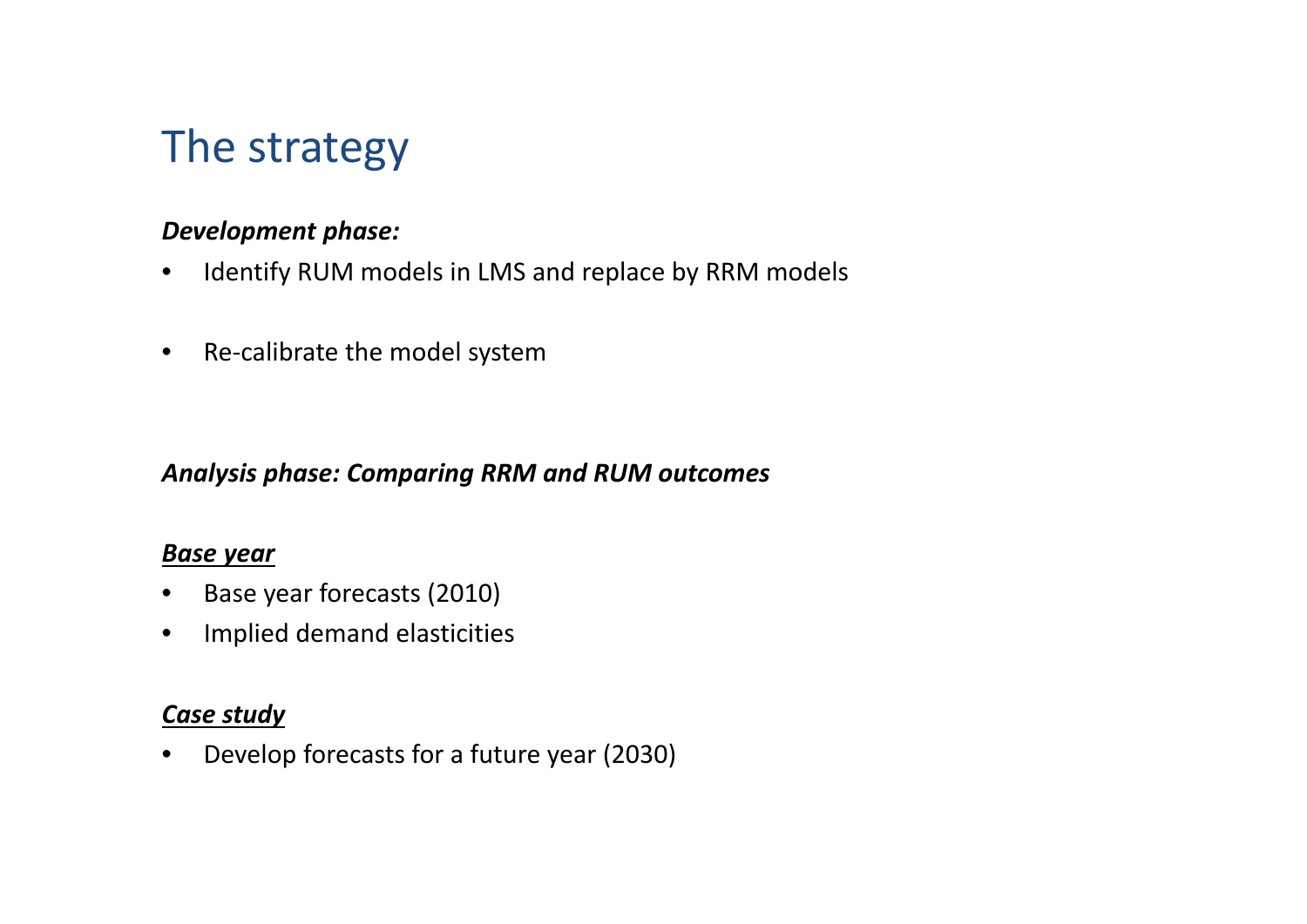# The strategy

***Development phase:***

- Identify RUM models in LMS and replace by RRM models
- Re-calibrate the model system

***Analysis phase: Comparing RRM and RUM outcomes***

***Base year***

- Base year forecasts (2010)
- Implied demand elasticities

***Case study***

- Develop forecasts for a future year (2030)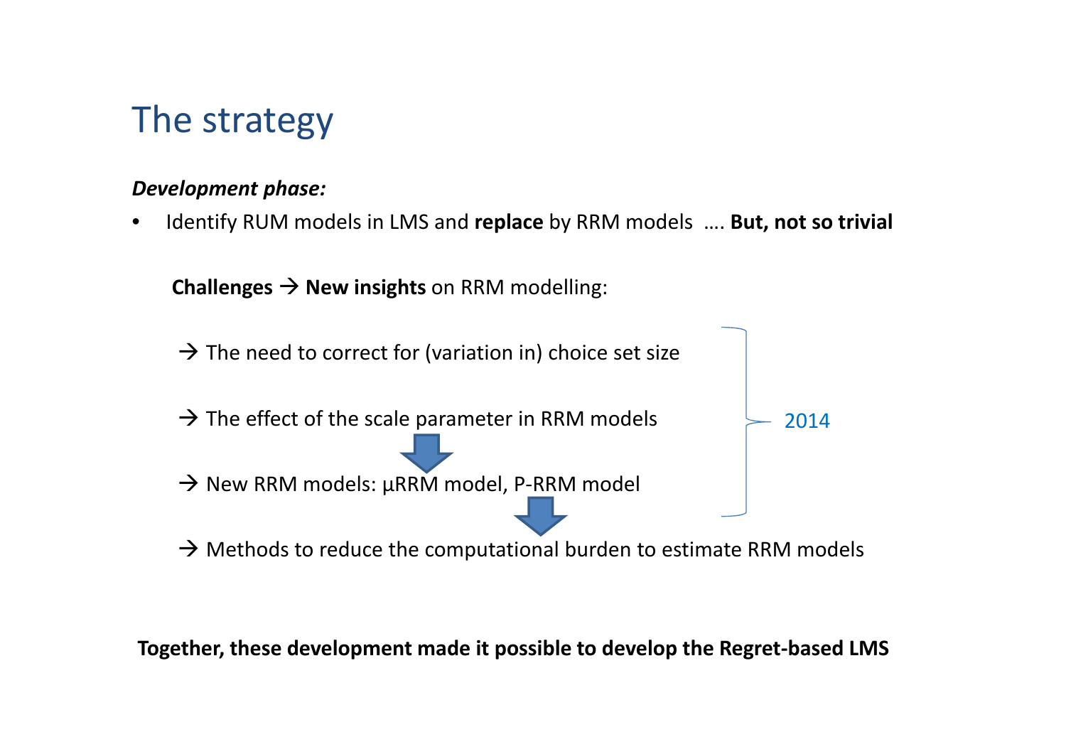# The strategy

***Development phase:***

- Identify RUM models in LMS and **replace** by RRM models …. **But, not so trivial**

**Challenges** → **New insights** on RRM modelling:

→ The need to correct for (variation in) choice set size

→ The effect of the scale parameter in RRM models

→ New RRM models: µRRM model, P-RRM model

2014

→ Methods to reduce the computational burden to estimate RRM models

**Together, these development made it possible to develop the Regret-based LMS**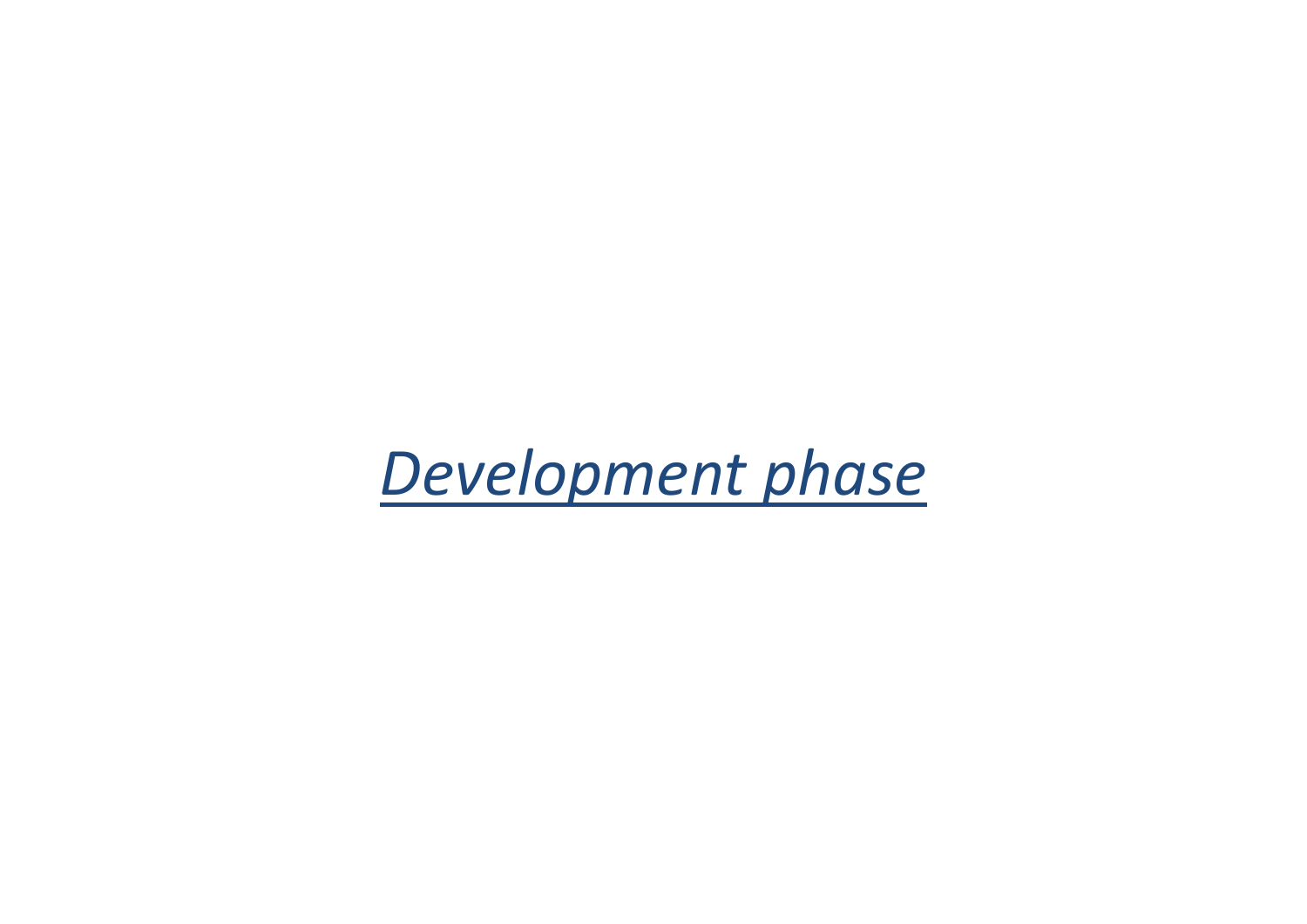# *<u>Development phase</u>*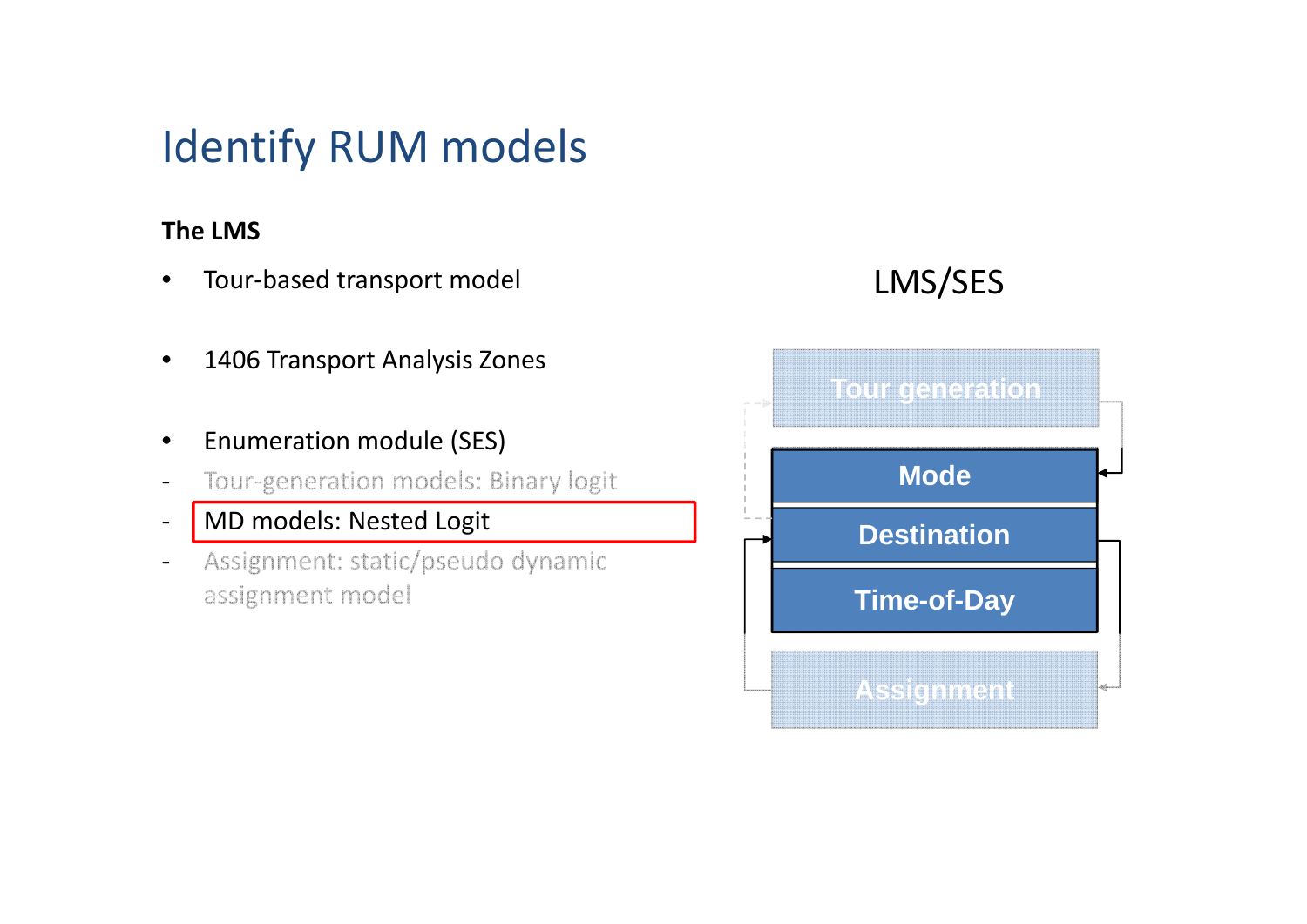# Identify RUM models

**The LMS**

- Tour-based transport model
- 1406 Transport Analysis Zones
- Enumeration module (SES)

- Tour-generation models: Binary logit
- MD models: Nested Logit
- Assignment: static/pseudo dynamic assignment model

LMS/SES

Tour generation

Mode

Destination

Time-of-Day

Assignment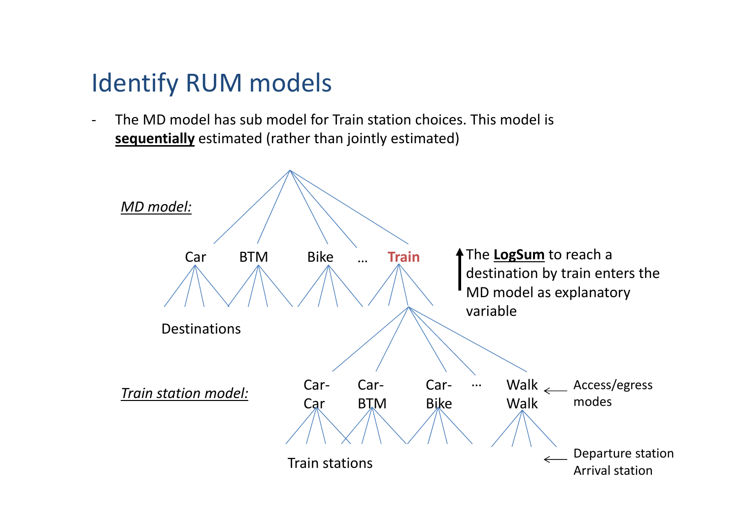# Identify RUM models

- The MD model has sub model for Train station choices. This model is **sequentially** estimated (rather than jointly estimated)

*MD model:*

Car BTM Bike … **Train**

Destinations

The **LogSum** to reach a destination by train enters the MD model as explanatory variable

*Train station model:*

Car-Car Car-BTM Car-Bike … Walk Walk ← Access/egress modes

Train stations ← Departure station Arrival station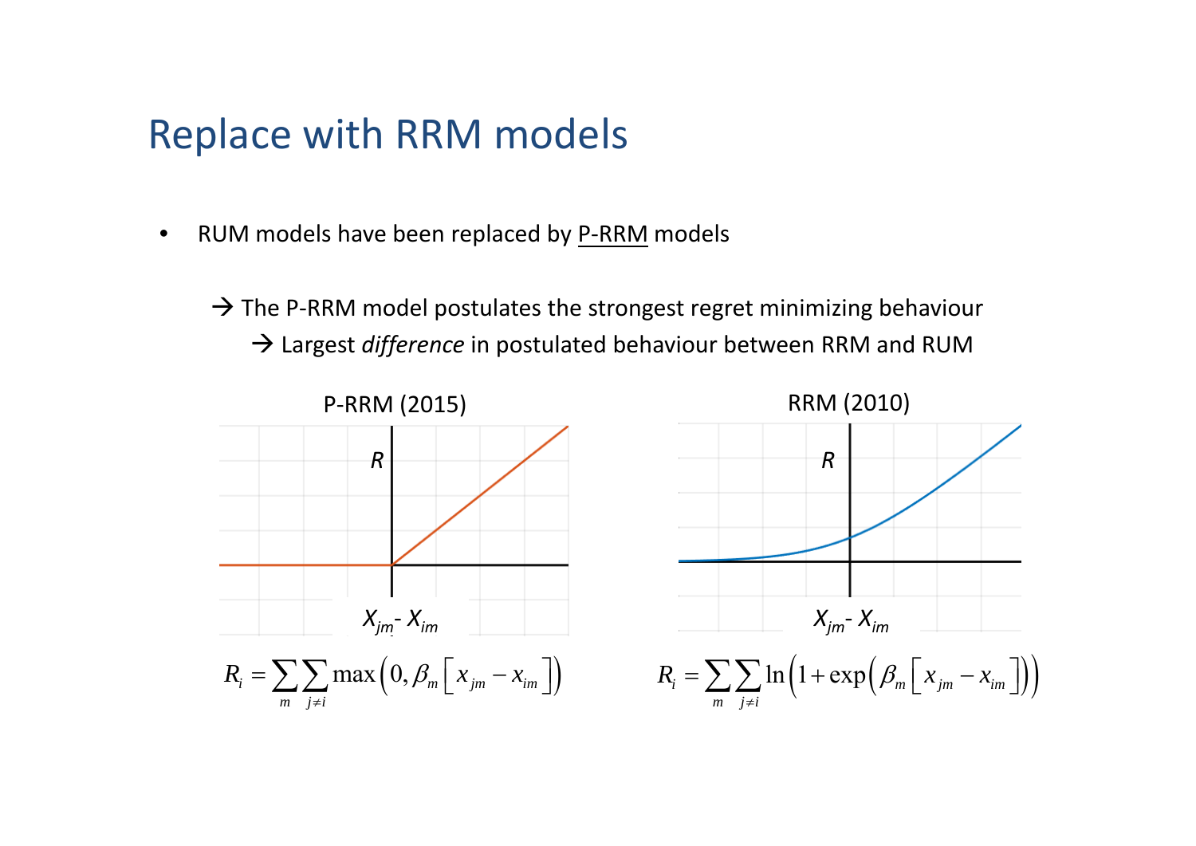# Replace with RRM models

- RUM models have been replaced by P-RRM models

  → The P-RRM model postulates the strongest regret minimizing behaviour

  → Largest *difference* in postulated behaviour between RRM and RUM

**P-RRM (2015)**

$R$

$X_{jm} - X_{im}$

$$R_i = \sum_m \sum_{j \neq i} \max\left(0, \beta_m \left[ x_{jm} - x_{im} \right]\right)$$

**RRM (2010)**

$R$

$X_{jm} - X_{im}$

$$R_i = \sum_m \sum_{j \neq i} \ln\left(1 + \exp\left(\beta_m \left[ x_{jm} - x_{im} \right]\right)\right)$$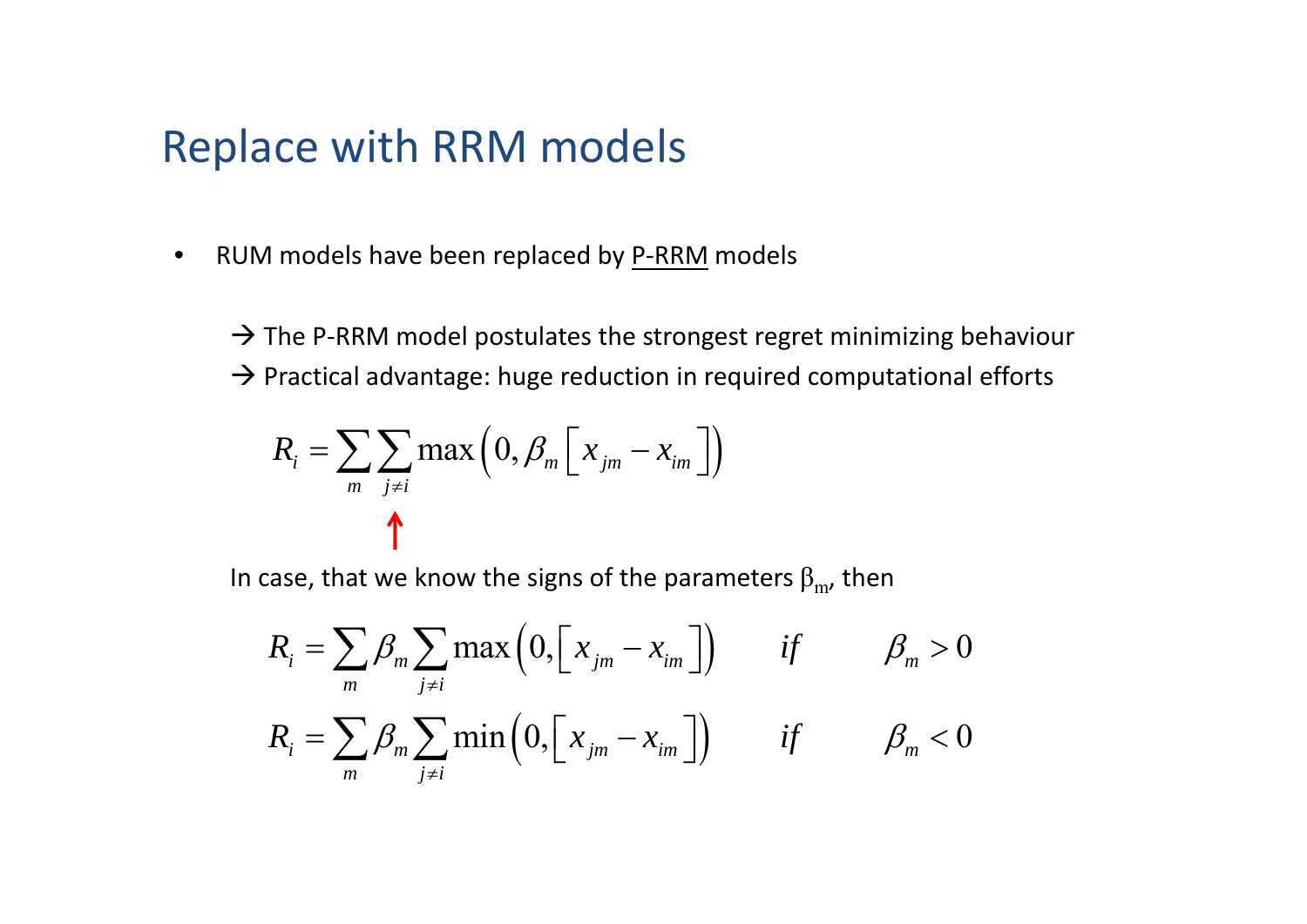# Replace with RRM models

- RUM models have been replaced by <u>P-RRM</u> models

  → The P-RRM model postulates the strongest regret minimizing behaviour

  → Practical advantage: huge reduction in required computational efforts

$$R_i = \sum_m \sum_{j \neq i} \max\left(0, \beta_m \left[ x_{jm} - x_{im} \right]\right)$$

↑

In case, that we know the signs of the parameters $\beta_m$, then

$$R_i = \sum_m \beta_m \sum_{j \neq i} \max\left(0, \left[ x_{jm} - x_{im} \right]\right) \qquad if \qquad \beta_m > 0$$

$$R_i = \sum_m \beta_m \sum_{j \neq i} \min\left(0, \left[ x_{jm} - x_{im} \right]\right) \qquad if \qquad \beta_m < 0$$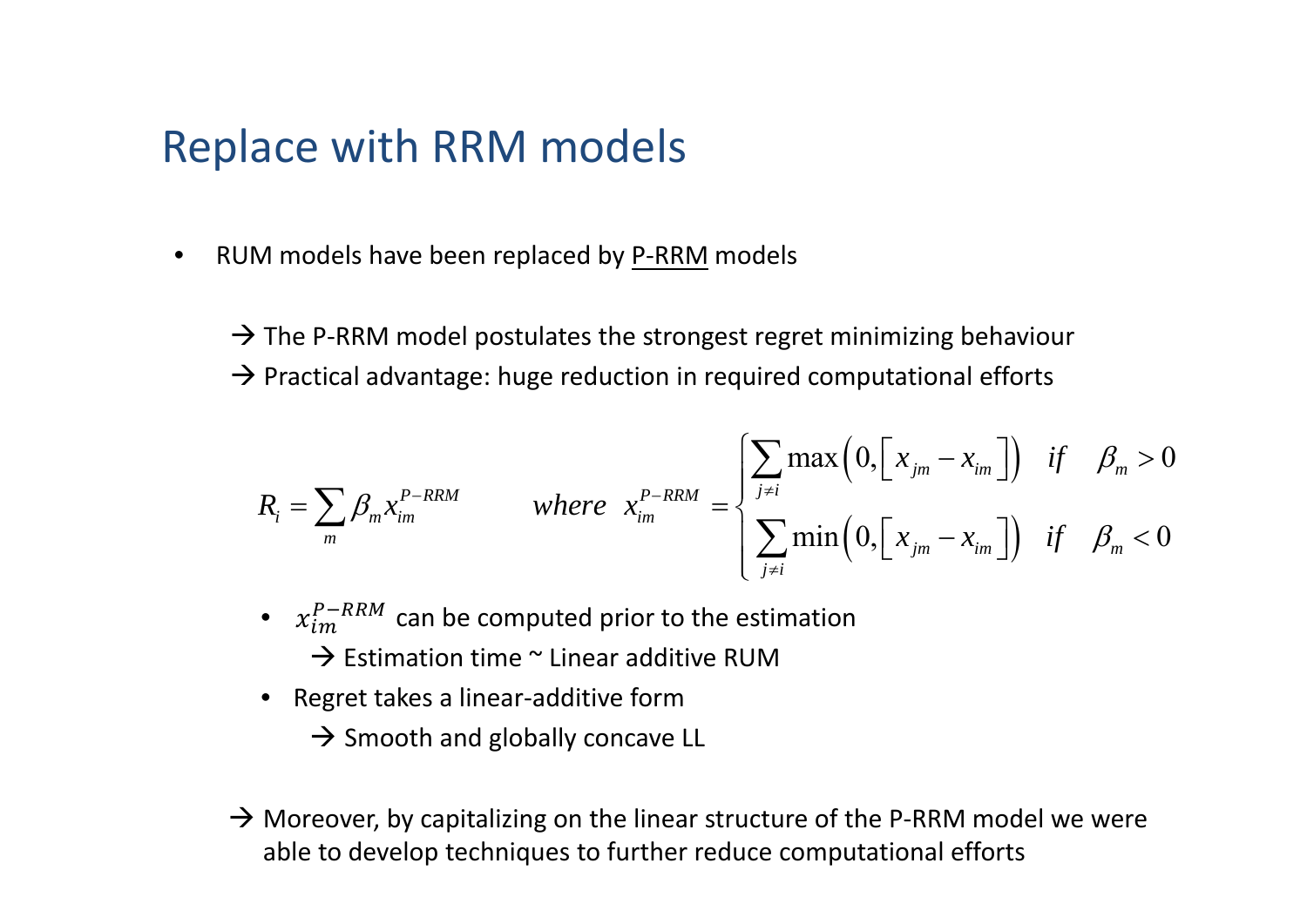# Replace with RRM models

- RUM models have been replaced by <u>P-RRM</u> models

  → The P-RRM model postulates the strongest regret minimizing behaviour

  → Practical advantage: huge reduction in required computational efforts

$$R_i = \sum_m \beta_m x_{im}^{P-RRM} \qquad where \;\; x_{im}^{P-RRM} = \begin{cases} \sum_{j \neq i} \max\left(0, \left[x_{jm} - x_{im}\right]\right) & if \quad \beta_m > 0 \\ \sum_{j \neq i} \min\left(0, \left[x_{jm} - x_{im}\right]\right) & if \quad \beta_m < 0 \end{cases}$$

  - $x_{im}^{P-RRM}$ can be computed prior to the estimation
    → Estimation time ~ Linear additive RUM
  - Regret takes a linear-additive form
    → Smooth and globally concave LL

→ Moreover, by capitalizing on the linear structure of the P-RRM model we were able to develop techniques to further reduce computational efforts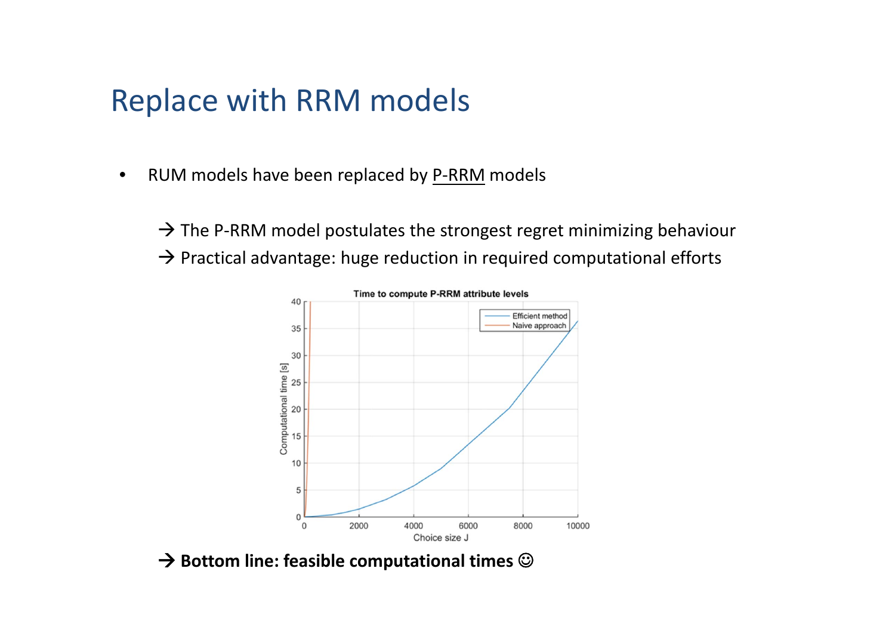# Replace with RRM models

- RUM models have been replaced by P-RRM models

  → The P-RRM model postulates the strongest regret minimizing behaviour

  → Practical advantage: huge reduction in required computational efforts

→ **Bottom line: feasible computational times ☺**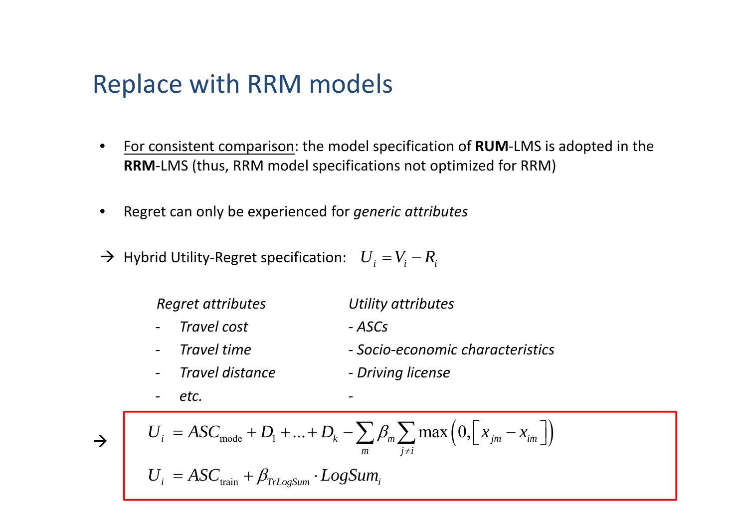# Replace with RRM models

- <u>For consistent comparison</u>: the model specification of **RUM**-LMS is adopted in the **RRM**-LMS (thus, RRM model specifications not optimized for RRM)

- Regret can only be experienced for *generic attributes*

→ Hybrid Utility-Regret specification: $U_i = V_i - R_i$

| *Regret attributes* | *Utility attributes* |
|---|---|
| - *Travel cost* | - *ASCs* |
| - *Travel time* | - *Socio-economic characteristics* |
| - *Travel distance* | - *Driving license* |
| - *etc.* | - |

→

$$U_i = ASC_{\text{mode}} + D_1 + \ldots + D_k - \sum_m \beta_m \sum_{j \neq i} \max\left(0, \left[x_{jm} - x_{im}\right]\right)$$

$$U_i = ASC_{\text{train}} + \beta_{TrLogSum} \cdot LogSum_i$$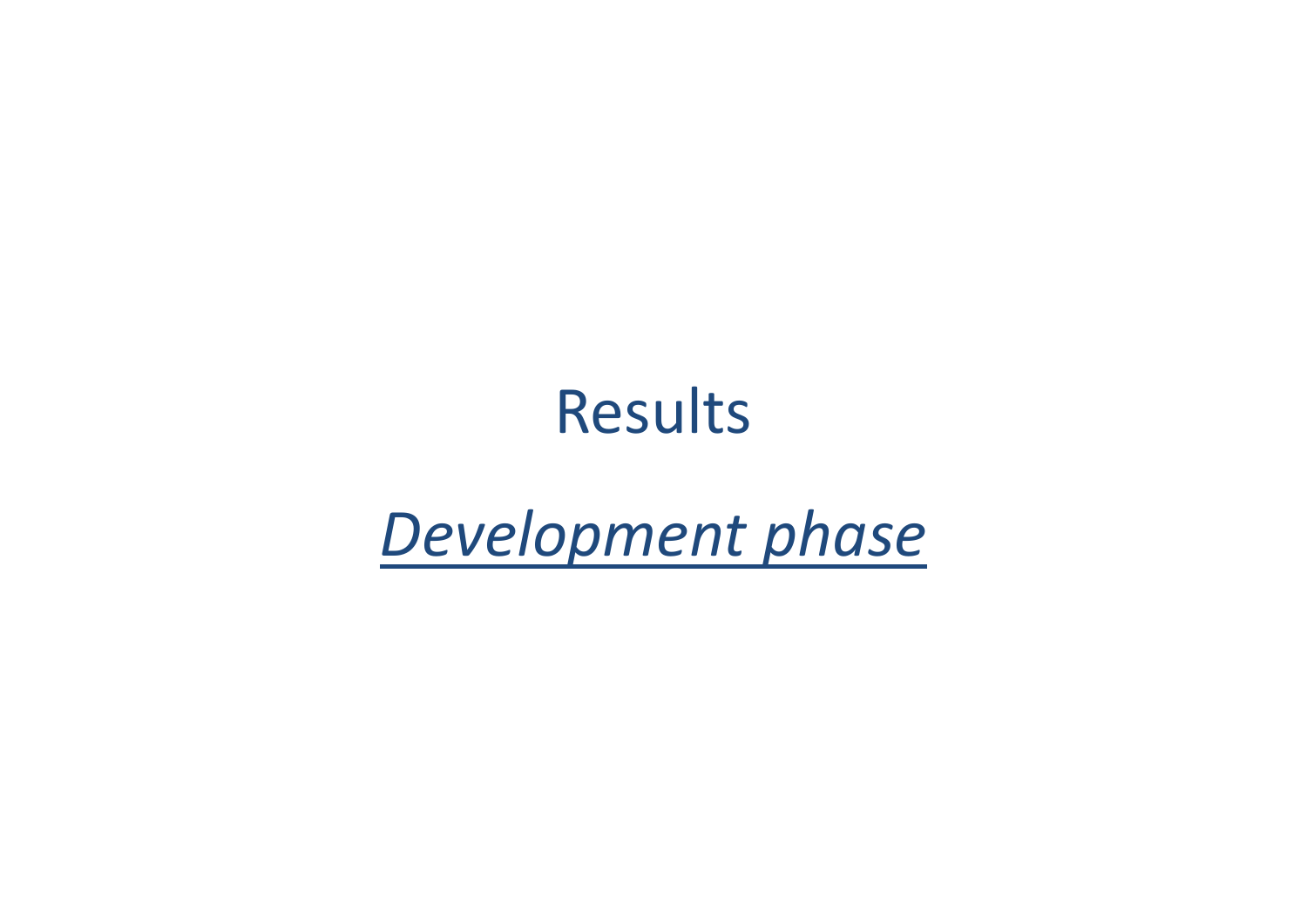# Results

## *Development phase*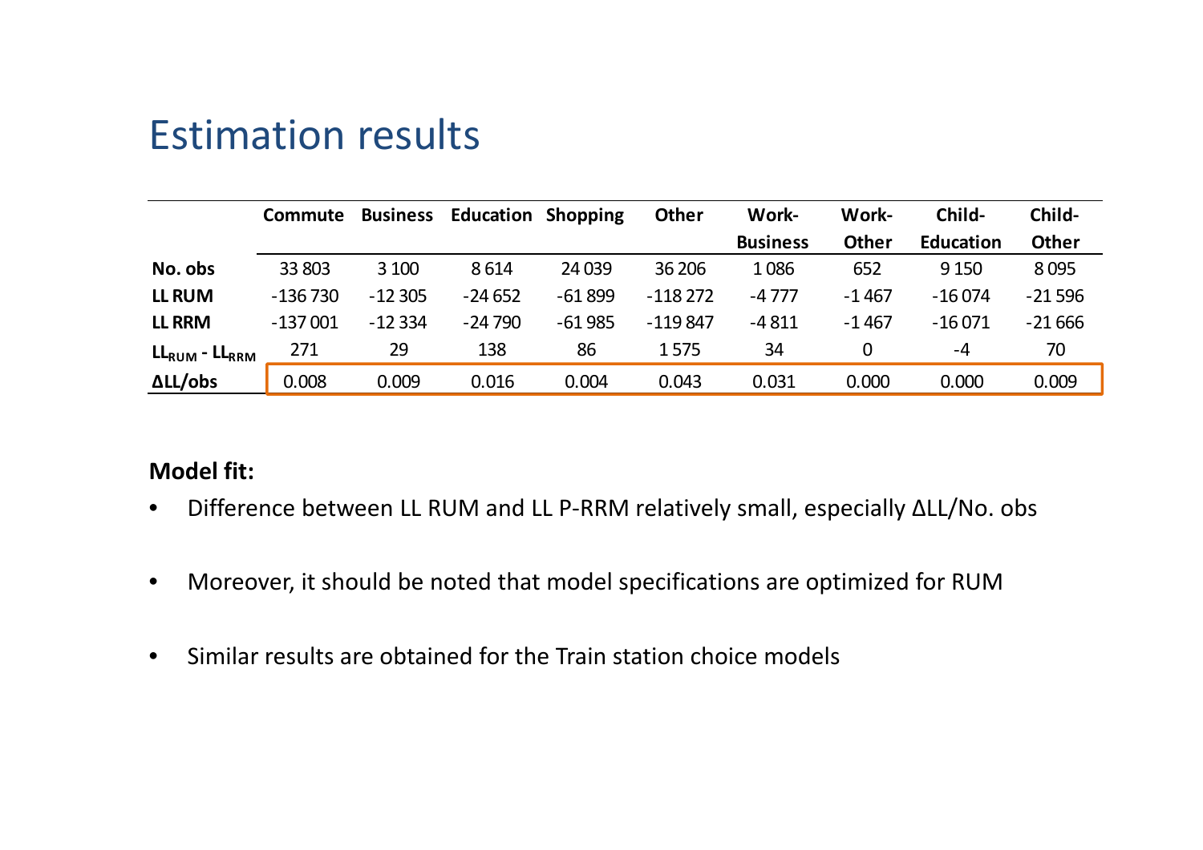# Estimation results

| | Commute | Business | Education | Shopping | Other | Work-Business | Work-Other | Child-Education | Child-Other |
|---|---|---|---|---|---|---|---|---|---|
| **No. obs** | 33 803 | 3 100 | 8 614 | 24 039 | 36 206 | 1 086 | 652 | 9 150 | 8 095 |
| **LL RUM** | -136 730 | -12 305 | -24 652 | -61 899 | -118 272 | -4 777 | -1 467 | -16 074 | -21 596 |
| **LL RRM** | -137 001 | -12 334 | -24 790 | -61 985 | -119 847 | -4 811 | -1 467 | -16 071 | -21 666 |
| **$LL_{RUM}$ - $LL_{RRM}$** | 271 | 29 | 138 | 86 | 1 575 | 34 | 0 | -4 | 70 |
| **ΔLL/obs** | 0.008 | 0.009 | 0.016 | 0.004 | 0.043 | 0.031 | 0.000 | 0.000 | 0.009 |

**Model fit:**

- Difference between LL RUM and LL P-RRM relatively small, especially ΔLL/No. obs
- Moreover, it should be noted that model specifications are optimized for RUM
- Similar results are obtained for the Train station choice models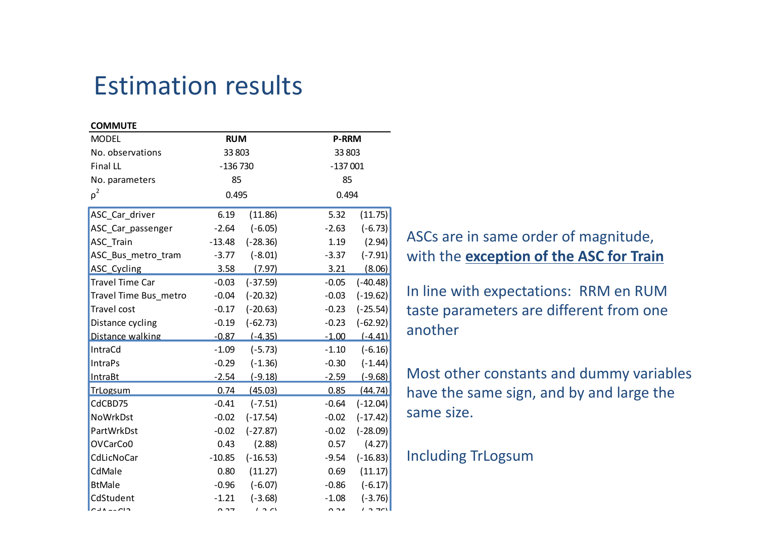# Estimation results

| COMMUTE | | | | |
|---|---|---|---|---|
| MODEL | RUM | | P-RRM | |
| No. observations | 33 803 | | 33 803 | |
| Final LL | -136 730 | | -137 001 | |
| No. parameters | 85 | | 85 | |
| $\rho^2$ | 0.495 | | 0.494 | |
| ASC_Car_driver | 6.19 | (11.86) | 5.32 | (11.75) |
| ASC_Car_passenger | -2.64 | (-6.05) | -2.63 | (-6.73) |
| ASC_Train | -13.48 | (-28.36) | 1.19 | (2.94) |
| ASC_Bus_metro_tram | -3.77 | (-8.01) | -3.37 | (-7.91) |
| ASC_Cycling | 3.58 | (7.97) | 3.21 | (8.06) |
| Travel Time Car | -0.03 | (-37.59) | -0.05 | (-40.48) |
| Travel Time Bus_metro | -0.04 | (-20.32) | -0.03 | (-19.62) |
| Travel cost | -0.17 | (-20.63) | -0.23 | (-25.54) |
| Distance cycling | -0.19 | (-62.73) | -0.23 | (-62.92) |
| Distance walking | -0.87 | (-4.35) | -1.00 | (-4.41) |
| IntraCd | -1.09 | (-5.73) | -1.10 | (-6.16) |
| IntraPs | -0.29 | (-1.36) | -0.30 | (-1.44) |
| IntraBt | -2.54 | (-9.18) | -2.59 | (-9.68) |
| TrLogsum | 0.74 | (45.03) | 0.85 | (44.74) |
| CdCBD75 | -0.41 | (-7.51) | -0.64 | (-12.04) |
| NoWrkDst | -0.02 | (-17.54) | -0.02 | (-17.42) |
| PartWrkDst | -0.02 | (-27.87) | -0.02 | (-28.09) |
| OVCarCo0 | 0.43 | (2.88) | 0.57 | (4.27) |
| CdLicNoCar | -10.85 | (-16.53) | -9.54 | (-16.83) |
| CdMale | 0.80 | (11.27) | 0.69 | (11.17) |
| BtMale | -0.96 | (-6.07) | -0.86 | (-6.17) |
| CdStudent | -1.21 | (-3.68) | -1.08 | (-3.76) |

ASCs are in same order of magnitude, with the **exception of the ASC for Train**

In line with expectations: RRM en RUM taste parameters are different from one another

Most other constants and dummy variables have the same sign, and by and large the same size.

Including TrLogsum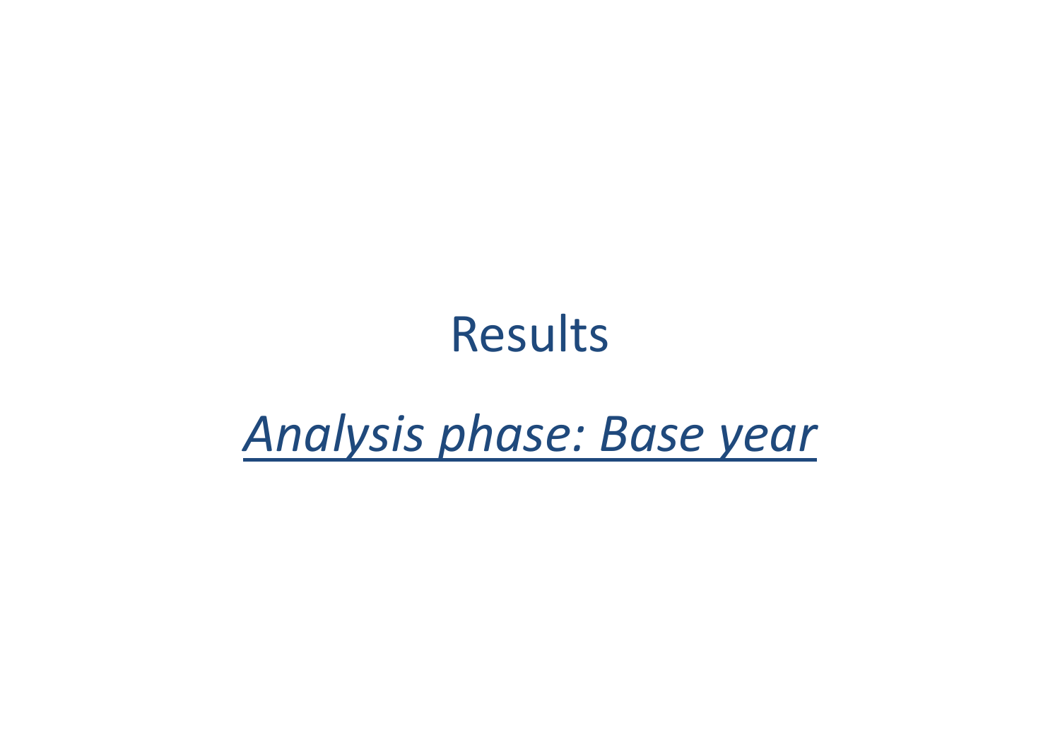# Results

## *Analysis phase: Base year*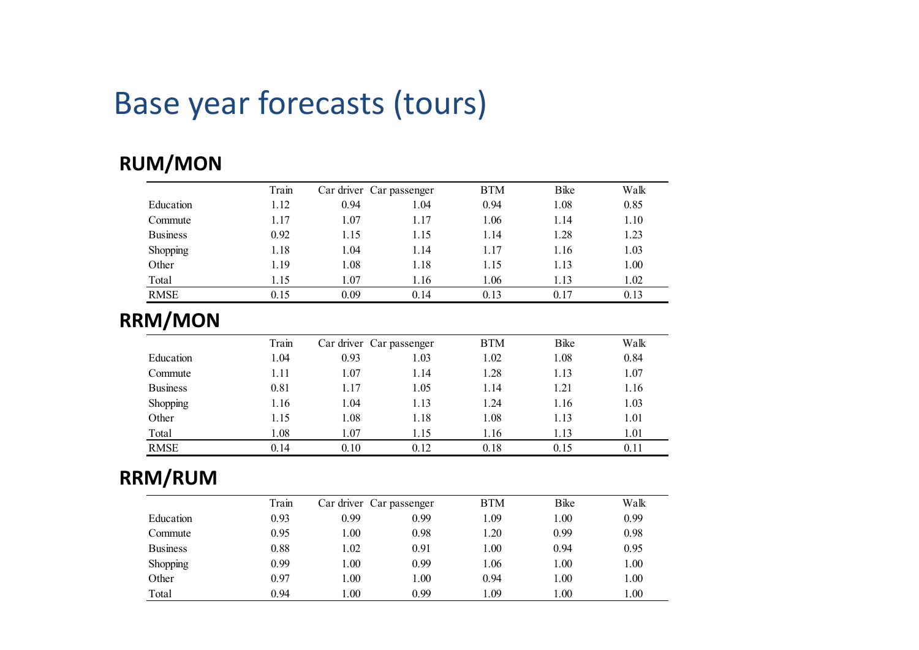# Base year forecasts (tours)

## RUM/MON

| | Train | Car driver | Car passenger | BTM | Bike | Walk |
|---|---|---|---|---|---|---|
| Education | 1.12 | 0.94 | 1.04 | 0.94 | 1.08 | 0.85 |
| Commute | 1.17 | 1.07 | 1.17 | 1.06 | 1.14 | 1.10 |
| Business | 0.92 | 1.15 | 1.15 | 1.14 | 1.28 | 1.23 |
| Shopping | 1.18 | 1.04 | 1.14 | 1.17 | 1.16 | 1.03 |
| Other | 1.19 | 1.08 | 1.18 | 1.15 | 1.13 | 1.00 |
| Total | 1.15 | 1.07 | 1.16 | 1.06 | 1.13 | 1.02 |
| RMSE | 0.15 | 0.09 | 0.14 | 0.13 | 0.17 | 0.13 |

## RRM/MON

| | Train | Car driver | Car passenger | BTM | Bike | Walk |
|---|---|---|---|---|---|---|
| Education | 1.04 | 0.93 | 1.03 | 1.02 | 1.08 | 0.84 |
| Commute | 1.11 | 1.07 | 1.14 | 1.28 | 1.13 | 1.07 |
| Business | 0.81 | 1.17 | 1.05 | 1.14 | 1.21 | 1.16 |
| Shopping | 1.16 | 1.04 | 1.13 | 1.24 | 1.16 | 1.03 |
| Other | 1.15 | 1.08 | 1.18 | 1.08 | 1.13 | 1.01 |
| Total | 1.08 | 1.07 | 1.15 | 1.16 | 1.13 | 1.01 |
| RMSE | 0.14 | 0.10 | 0.12 | 0.18 | 0.15 | 0.11 |

## RRM/RUM

| | Train | Car driver | Car passenger | BTM | Bike | Walk |
|---|---|---|---|---|---|---|
| Education | 0.93 | 0.99 | 0.99 | 1.09 | 1.00 | 0.99 |
| Commute | 0.95 | 1.00 | 0.98 | 1.20 | 0.99 | 0.98 |
| Business | 0.88 | 1.02 | 0.91 | 1.00 | 0.94 | 0.95 |
| Shopping | 0.99 | 1.00 | 0.99 | 1.06 | 1.00 | 1.00 |
| Other | 0.97 | 1.00 | 1.00 | 0.94 | 1.00 | 1.00 |
| Total | 0.94 | 1.00 | 0.99 | 1.09 | 1.00 | 1.00 |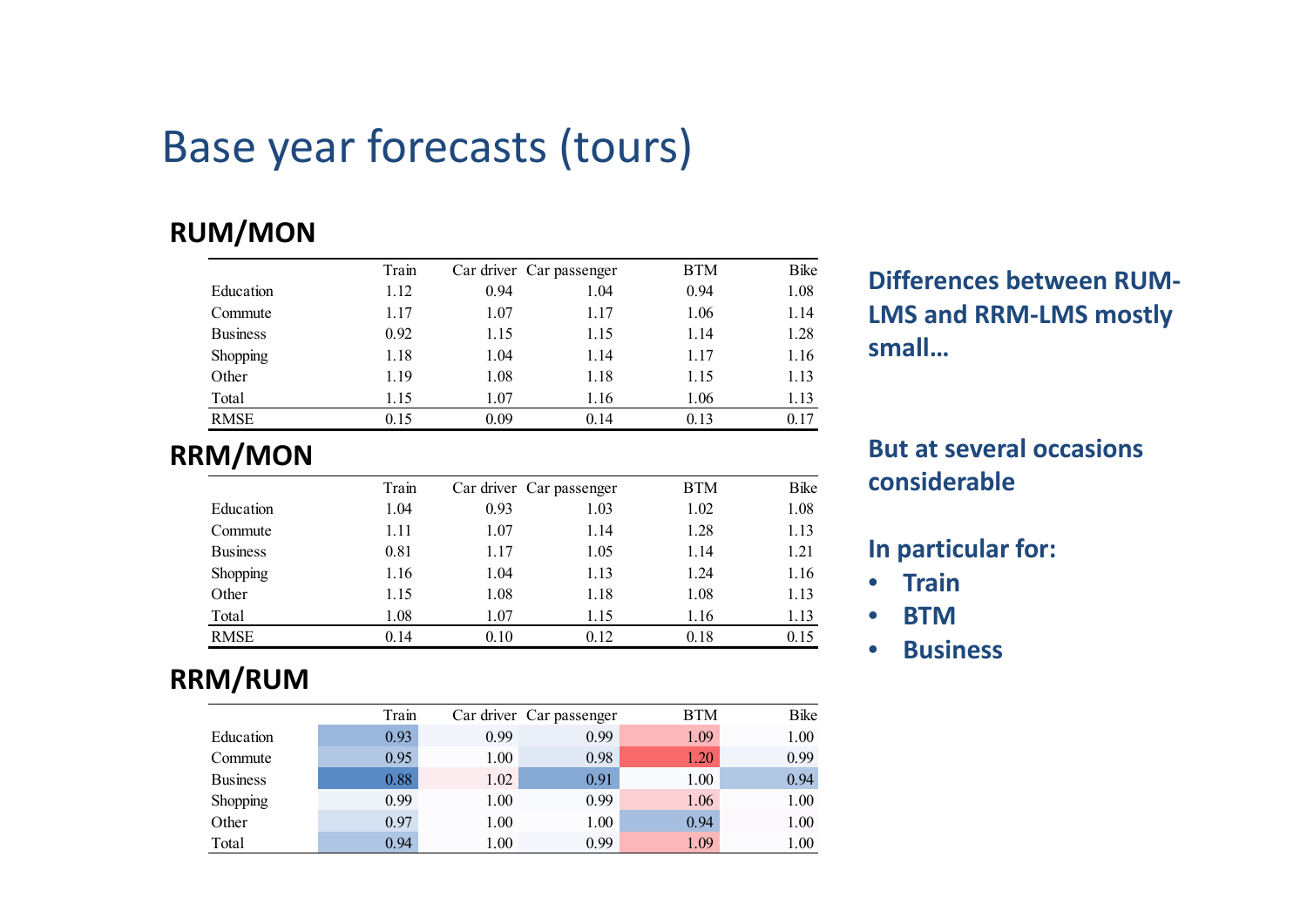# Base year forecasts (tours)

## RUM/MON

| | Train | Car driver | Car passenger | BTM | Bike |
|---|---|---|---|---|---|
| Education | 1.12 | 0.94 | 1.04 | 0.94 | 1.08 |
| Commute | 1.17 | 1.07 | 1.17 | 1.06 | 1.14 |
| Business | 0.92 | 1.15 | 1.15 | 1.14 | 1.28 |
| Shopping | 1.18 | 1.04 | 1.14 | 1.17 | 1.16 |
| Other | 1.19 | 1.08 | 1.18 | 1.15 | 1.13 |
| Total | 1.15 | 1.07 | 1.16 | 1.06 | 1.13 |
| RMSE | 0.15 | 0.09 | 0.14 | 0.13 | 0.17 |

## RRM/MON

| | Train | Car driver | Car passenger | BTM | Bike |
|---|---|---|---|---|---|
| Education | 1.04 | 0.93 | 1.03 | 1.02 | 1.08 |
| Commute | 1.11 | 1.07 | 1.14 | 1.28 | 1.13 |
| Business | 0.81 | 1.17 | 1.05 | 1.14 | 1.21 |
| Shopping | 1.16 | 1.04 | 1.13 | 1.24 | 1.16 |
| Other | 1.15 | 1.08 | 1.18 | 1.08 | 1.13 |
| Total | 1.08 | 1.07 | 1.15 | 1.16 | 1.13 |
| RMSE | 0.14 | 0.10 | 0.12 | 0.18 | 0.15 |

## RRM/RUM

| | Train | Car driver | Car passenger | BTM | Bike |
|---|---|---|---|---|---|
| Education | 0.93 | 0.99 | 0.99 | 1.09 | 1.00 |
| Commute | 0.95 | 1.00 | 0.98 | 1.20 | 0.99 |
| Business | 0.88 | 1.02 | 0.91 | 1.00 | 0.94 |
| Shopping | 0.99 | 1.00 | 0.99 | 1.06 | 1.00 |
| Other | 0.97 | 1.00 | 1.00 | 0.94 | 1.00 |
| Total | 0.94 | 1.00 | 0.99 | 1.09 | 1.00 |

**Differences between RUM-LMS and RRM-LMS mostly small…**

**But at several occasions considerable**

**In particular for:**

- **Train**
- **BTM**
- **Business**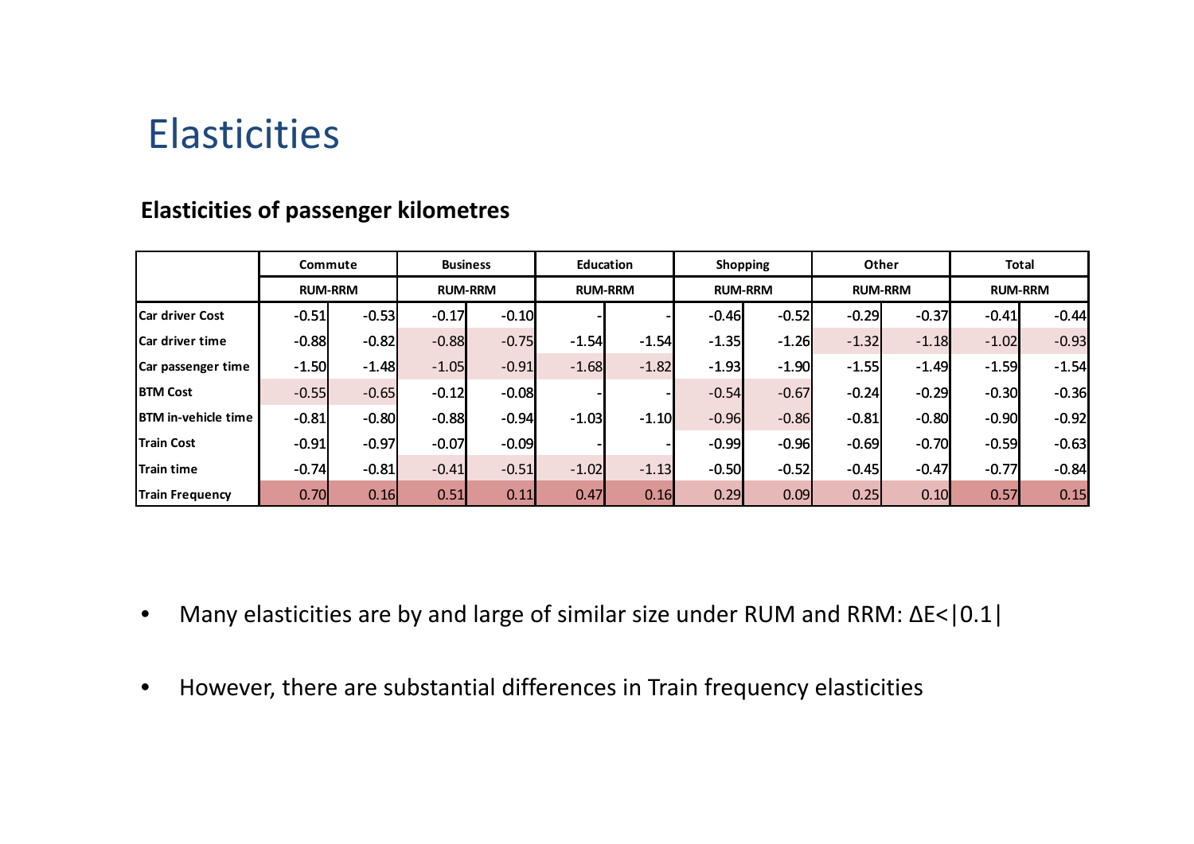# Elasticities

**Elasticities of passenger kilometres**

| | Commute | | Business | | Education | | Shopping | | Other | | Total | |
|---|---|---|---|---|---|---|---|---|---|---|---|---|
| | RUM-RRM | | RUM-RRM | | RUM-RRM | | RUM-RRM | | RUM-RRM | | RUM-RRM | |
| **Car driver Cost** | -0.51 | -0.53 | -0.17 | -0.10 | - | - | -0.46 | -0.52 | -0.29 | -0.37 | -0.41 | -0.44 |
| **Car driver time** | -0.88 | -0.82 | -0.88 | -0.75 | -1.54 | -1.54 | -1.35 | -1.26 | -1.32 | -1.18 | -1.02 | -0.93 |
| **Car passenger time** | -1.50 | -1.48 | -1.05 | -0.91 | -1.68 | -1.82 | -1.93 | -1.90 | -1.55 | -1.49 | -1.59 | -1.54 |
| **BTM Cost** | -0.55 | -0.65 | -0.12 | -0.08 | - | - | -0.54 | -0.67 | -0.24 | -0.29 | -0.30 | -0.36 |
| **BTM in-vehicle time** | -0.81 | -0.80 | -0.88 | -0.94 | -1.03 | -1.10 | -0.96 | -0.86 | -0.81 | -0.80 | -0.90 | -0.92 |
| **Train Cost** | -0.91 | -0.97 | -0.07 | -0.09 | - | - | -0.99 | -0.96 | -0.69 | -0.70 | -0.59 | -0.63 |
| **Train time** | -0.74 | -0.81 | -0.41 | -0.51 | -1.02 | -1.13 | -0.50 | -0.52 | -0.45 | -0.47 | -0.77 | -0.84 |
| **Train Frequency** | 0.70 | 0.16 | 0.51 | 0.11 | 0.47 | 0.16 | 0.29 | 0.09 | 0.25 | 0.10 | 0.57 | 0.15 |

- Many elasticities are by and large of similar size under RUM and RRM: $\Delta E<|0.1|$
- However, there are substantial differences in Train frequency elasticities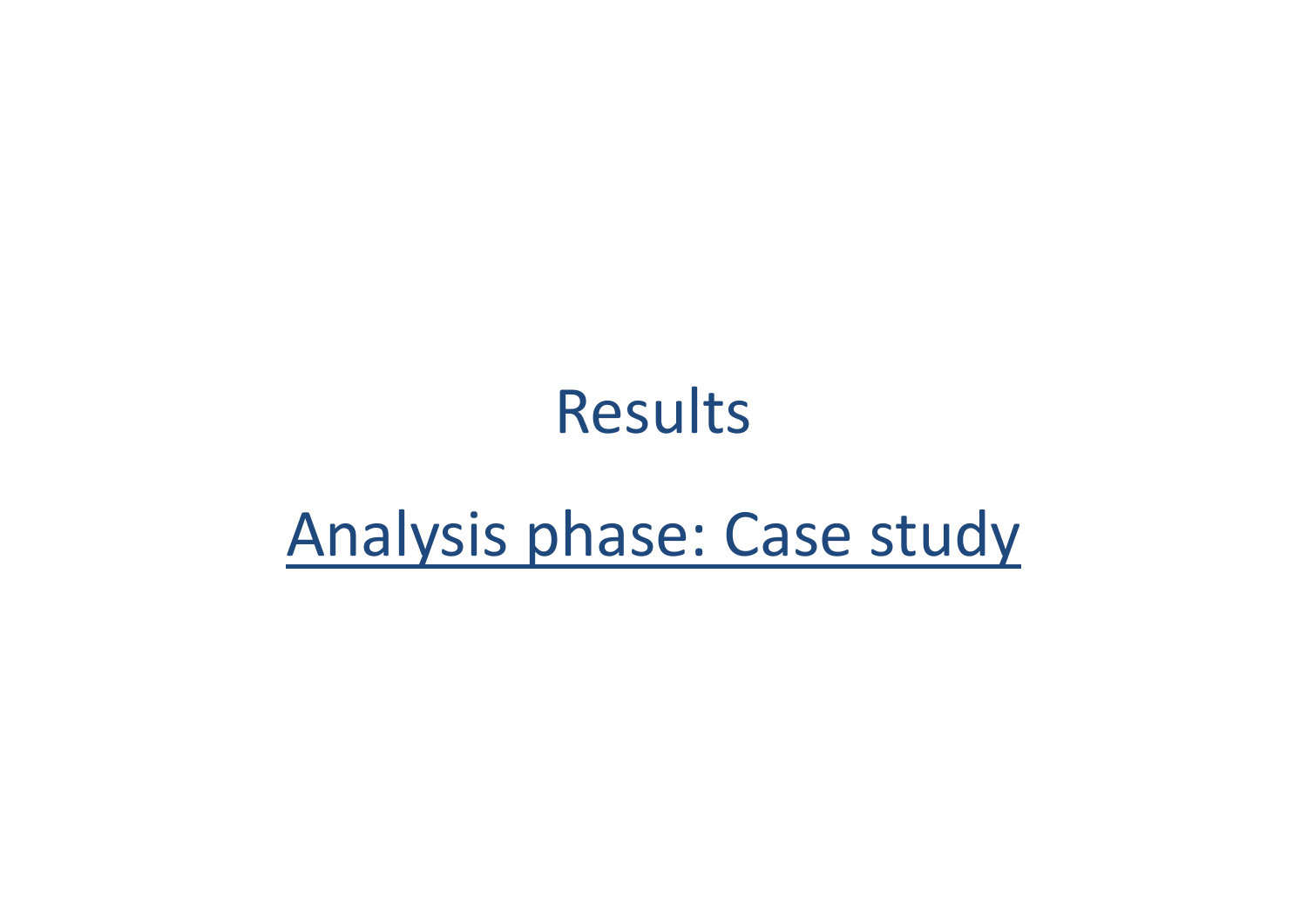# Results

## Analysis phase: Case study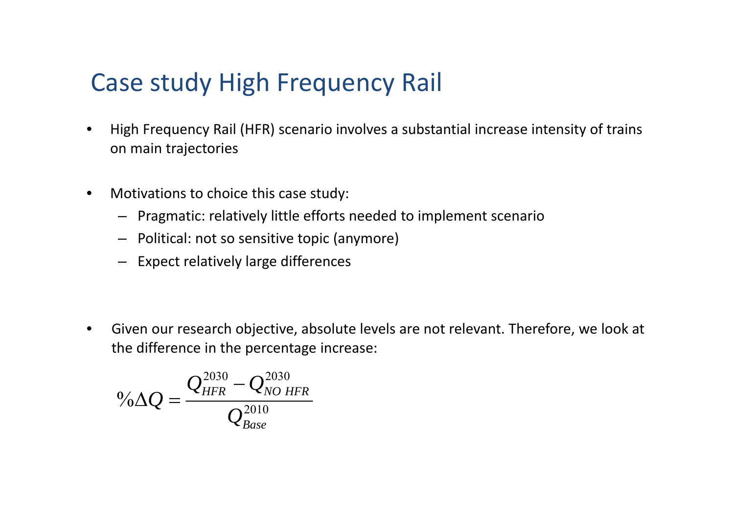# Case study High Frequency Rail

- High Frequency Rail (HFR) scenario involves a substantial increase intensity of trains on main trajectories
- Motivations to choice this case study:
  - Pragmatic: relatively little efforts needed to implement scenario
  - Political: not so sensitive topic (anymore)
  - Expect relatively large differences
- Given our research objective, absolute levels are not relevant. Therefore, we look at the difference in the percentage increase:

$$\%\Delta Q = \frac{Q_{HFR}^{2030} - Q_{NO\ HFR}^{2030}}{Q_{Base}^{2010}}$$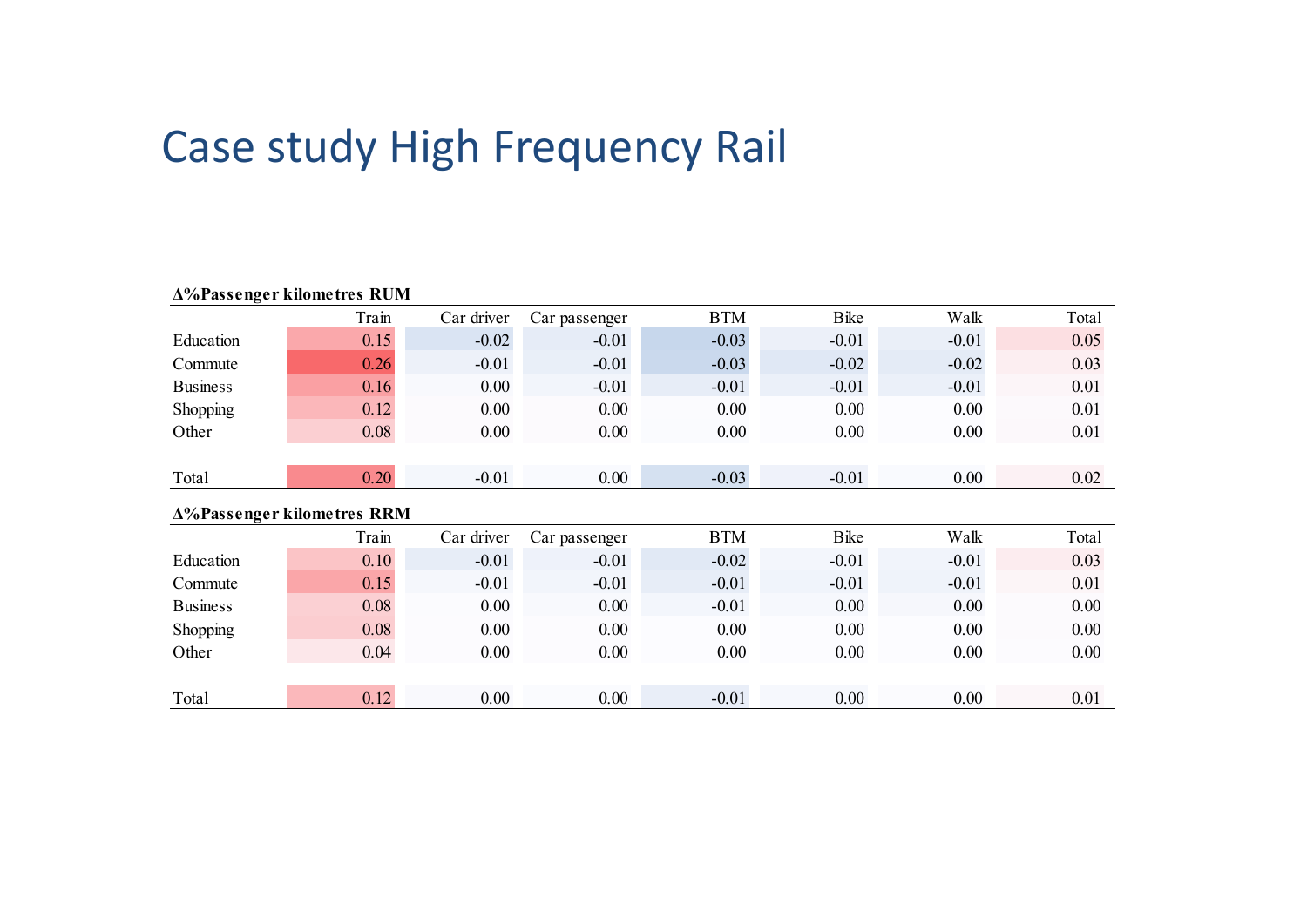# Case study High Frequency Rail

**Δ%Passenger kilometres RUM**

| | Train | Car driver | Car passenger | BTM | Bike | Walk | Total |
|---|---|---|---|---|---|---|---|
| Education | 0.15 | -0.02 | -0.01 | -0.03 | -0.01 | -0.01 | 0.05 |
| Commute | 0.26 | -0.01 | -0.01 | -0.03 | -0.02 | -0.02 | 0.03 |
| Business | 0.16 | 0.00 | -0.01 | -0.01 | -0.01 | -0.01 | 0.01 |
| Shopping | 0.12 | 0.00 | 0.00 | 0.00 | 0.00 | 0.00 | 0.01 |
| Other | 0.08 | 0.00 | 0.00 | 0.00 | 0.00 | 0.00 | 0.01 |
| | | | | | | | |
| Total | 0.20 | -0.01 | 0.00 | -0.03 | -0.01 | 0.00 | 0.02 |

**Δ%Passenger kilometres RRM**

| | Train | Car driver | Car passenger | BTM | Bike | Walk | Total |
|---|---|---|---|---|---|---|---|
| Education | 0.10 | -0.01 | -0.01 | -0.02 | -0.01 | -0.01 | 0.03 |
| Commute | 0.15 | -0.01 | -0.01 | -0.01 | -0.01 | -0.01 | 0.01 |
| Business | 0.08 | 0.00 | 0.00 | -0.01 | 0.00 | 0.00 | 0.00 |
| Shopping | 0.08 | 0.00 | 0.00 | 0.00 | 0.00 | 0.00 | 0.00 |
| Other | 0.04 | 0.00 | 0.00 | 0.00 | 0.00 | 0.00 | 0.00 |
| | | | | | | | |
| Total | 0.12 | 0.00 | 0.00 | -0.01 | 0.00 | 0.00 | 0.01 |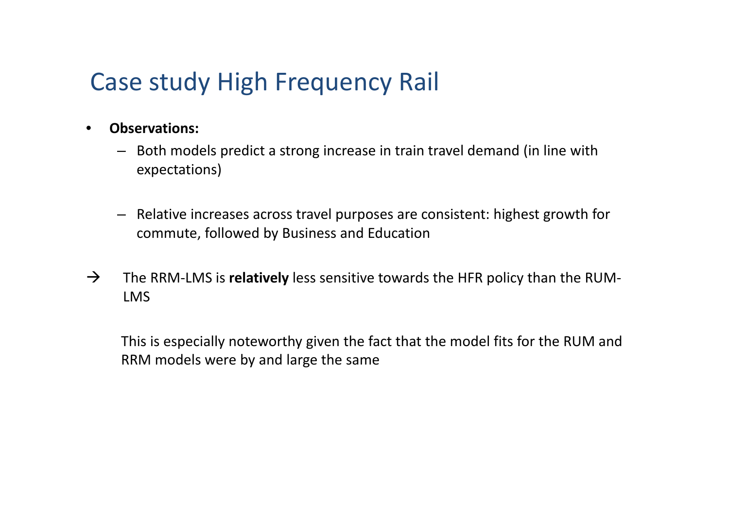# Case study High Frequency Rail

- **Observations:**
  - Both models predict a strong increase in train travel demand (in line with expectations)
  - Relative increases across travel purposes are consistent: highest growth for commute, followed by Business and Education

→ The RRM-LMS is **relatively** less sensitive towards the HFR policy than the RUM-LMS

This is especially noteworthy given the fact that the model fits for the RUM and RRM models were by and large the same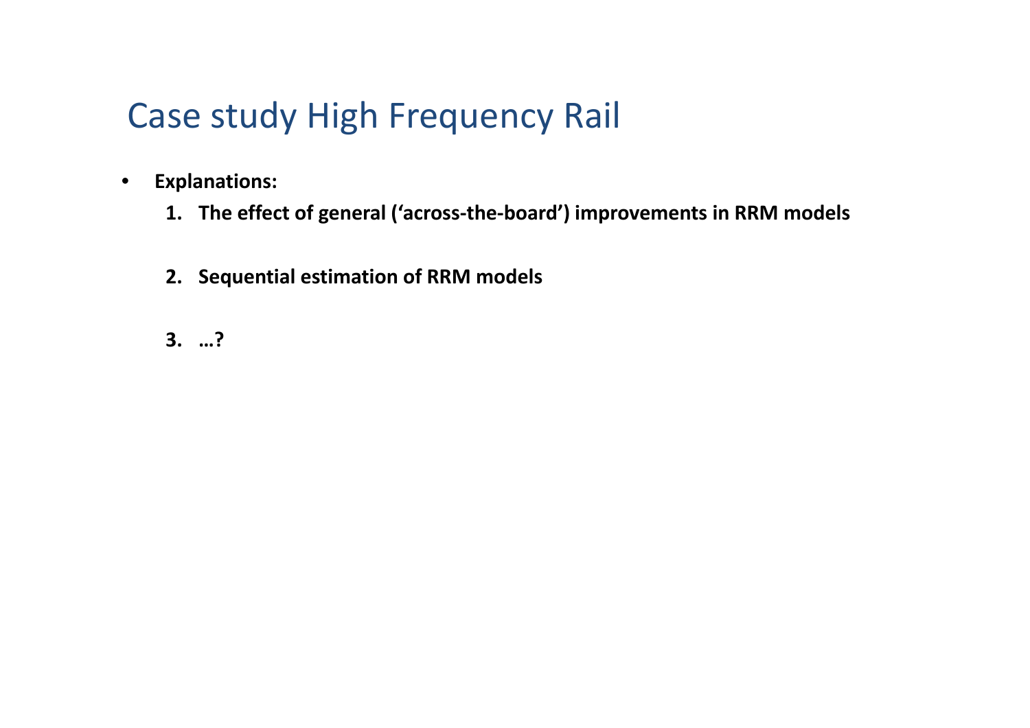# Case study High Frequency Rail

- **Explanations:**
  1. **The effect of general ('across-the-board') improvements in RRM models**

  2. **Sequential estimation of RRM models**

  3. **…?**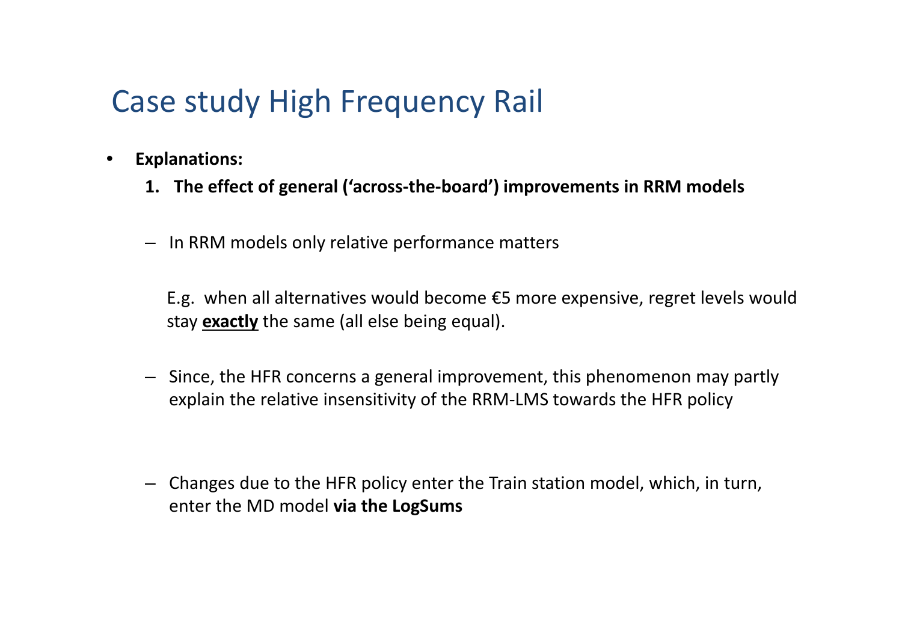# Case study High Frequency Rail

- **Explanations:**
  1. **The effect of general ('across-the-board') improvements in RRM models**

  – In RRM models only relative performance matters

    E.g. when all alternatives would become €5 more expensive, regret levels would stay **<u>exactly</u>** the same (all else being equal).

  – Since, the HFR concerns a general improvement, this phenomenon may partly explain the relative insensitivity of the RRM-LMS towards the HFR policy

  – Changes due to the HFR policy enter the Train station model, which, in turn, enter the MD model **via the LogSums**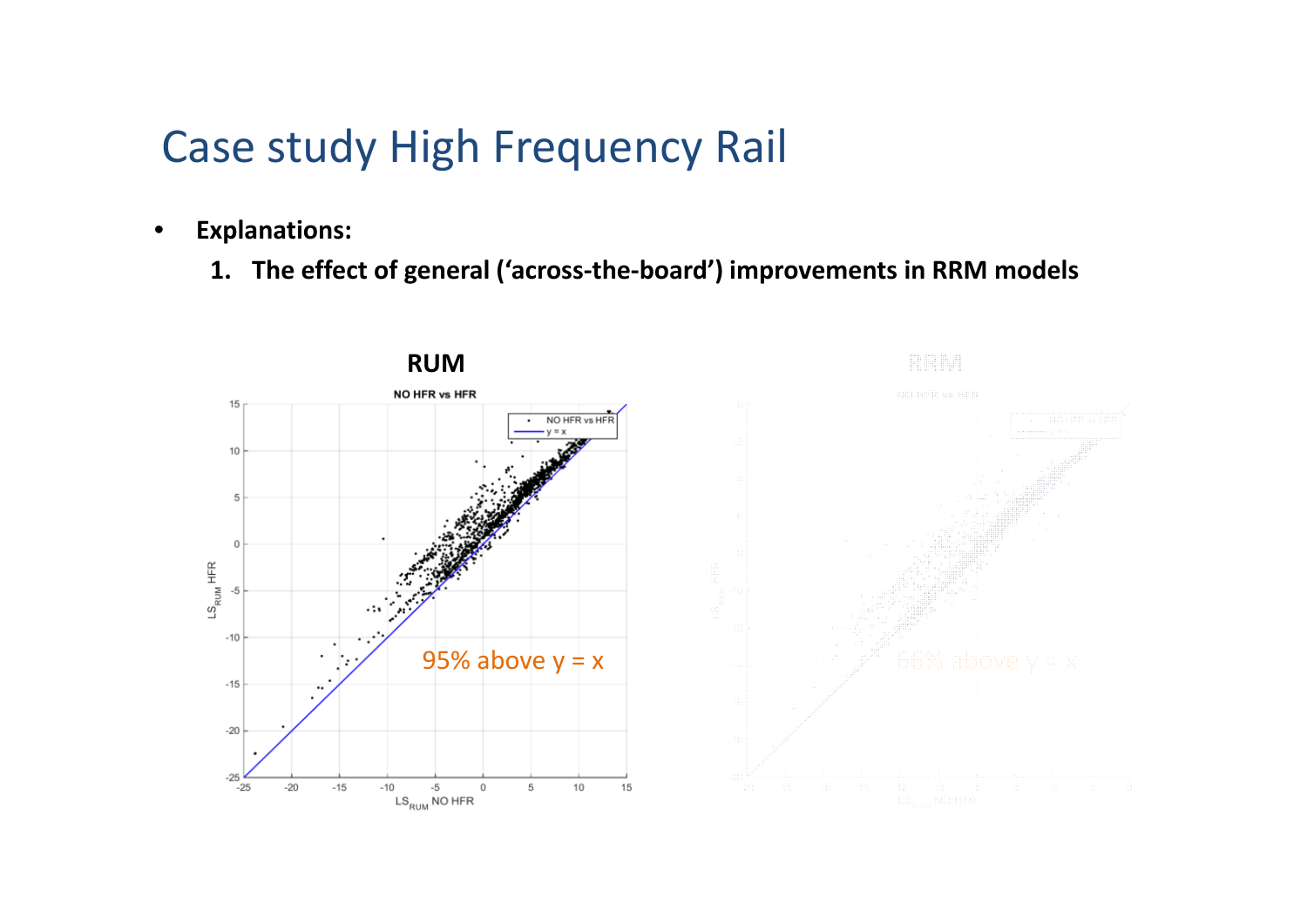# Case study High Frequency Rail

- **Explanations:**
  1. **The effect of general ('across-the-board') improvements in RRM models**

**RUM**

NO HFR vs HFR

95% above y = x

RRM

66% above y = x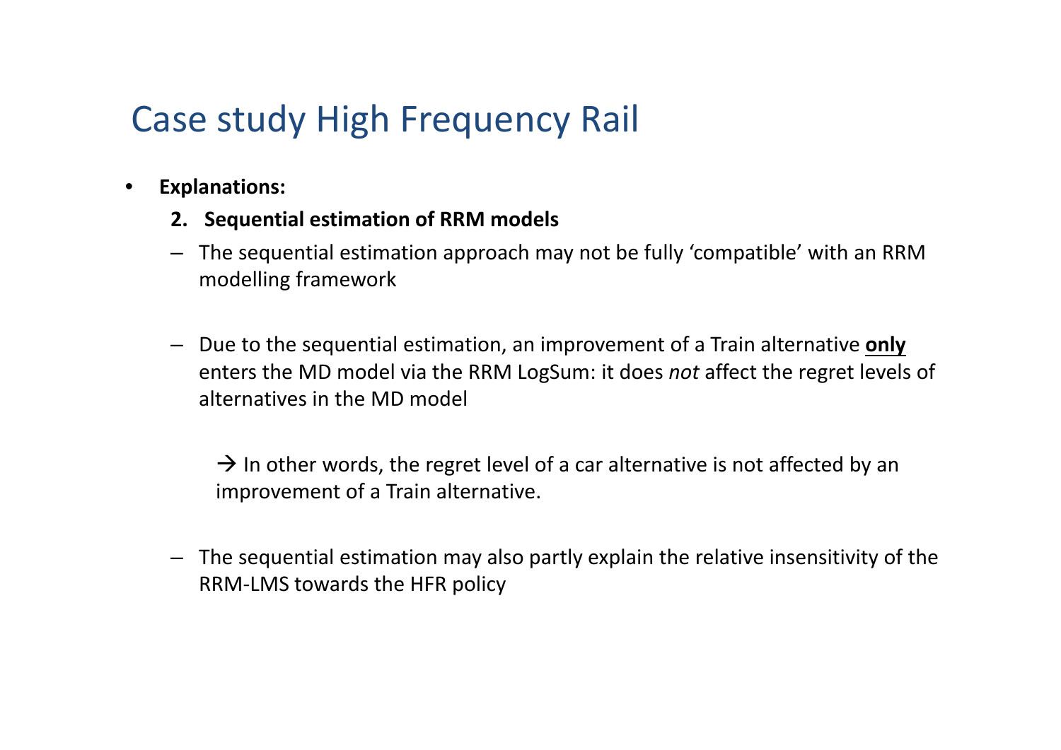# Case study High Frequency Rail

- **Explanations:**

  **2. Sequential estimation of RRM models**

  – The sequential estimation approach may not be fully 'compatible' with an RRM modelling framework

  – Due to the sequential estimation, an improvement of a Train alternative <u>**only**</u> enters the MD model via the RRM LogSum: it does *not* affect the regret levels of alternatives in the MD model

    → In other words, the regret level of a car alternative is not affected by an improvement of a Train alternative.

  – The sequential estimation may also partly explain the relative insensitivity of the RRM-LMS towards the HFR policy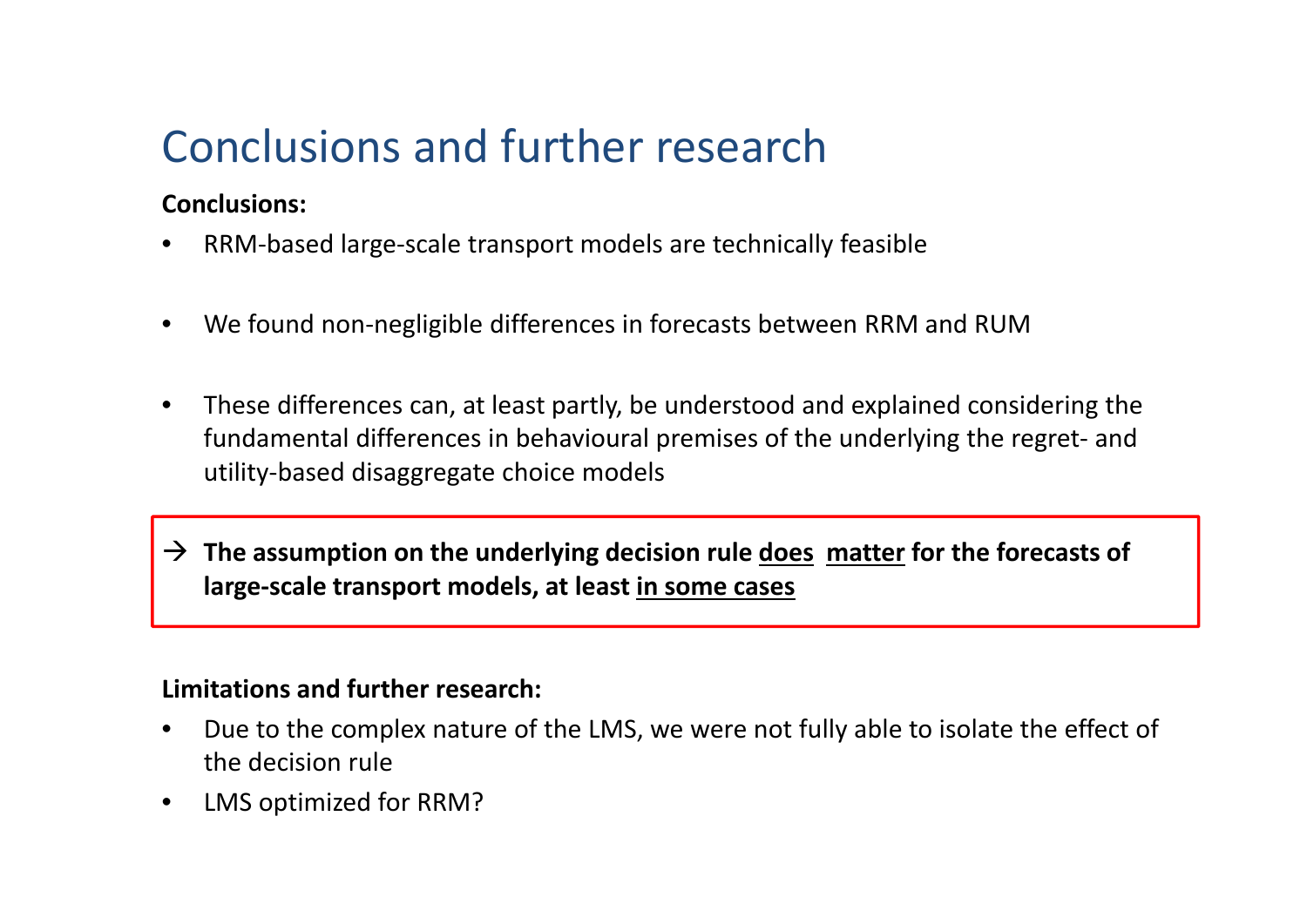# Conclusions and further research

**Conclusions:**

- RRM-based large-scale transport models are technically feasible
- We found non-negligible differences in forecasts between RRM and RUM
- These differences can, at least partly, be understood and explained considering the fundamental differences in behavioural premises of the underlying the regret- and utility-based disaggregate choice models

→ **The assumption on the underlying decision rule <u>does</u> <u>matter</u> for the forecasts of large-scale transport models, at least <u>in some cases</u>**

**Limitations and further research:**

- Due to the complex nature of the LMS, we were not fully able to isolate the effect of the decision rule
- LMS optimized for RRM?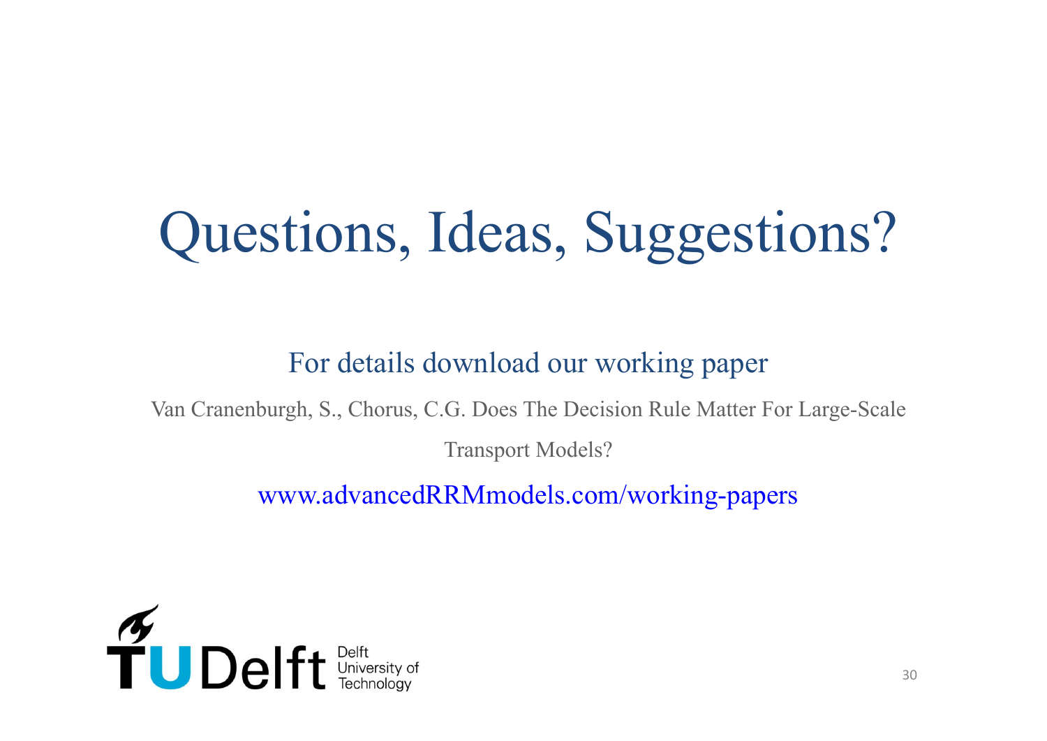# Questions, Ideas, Suggestions?

For details download our working paper

Van Cranenburgh, S., Chorus, C.G. Does The Decision Rule Matter For Large-Scale Transport Models?

www.advancedRRMmodels.com/working-papers

TU Delft Delft University of Technology